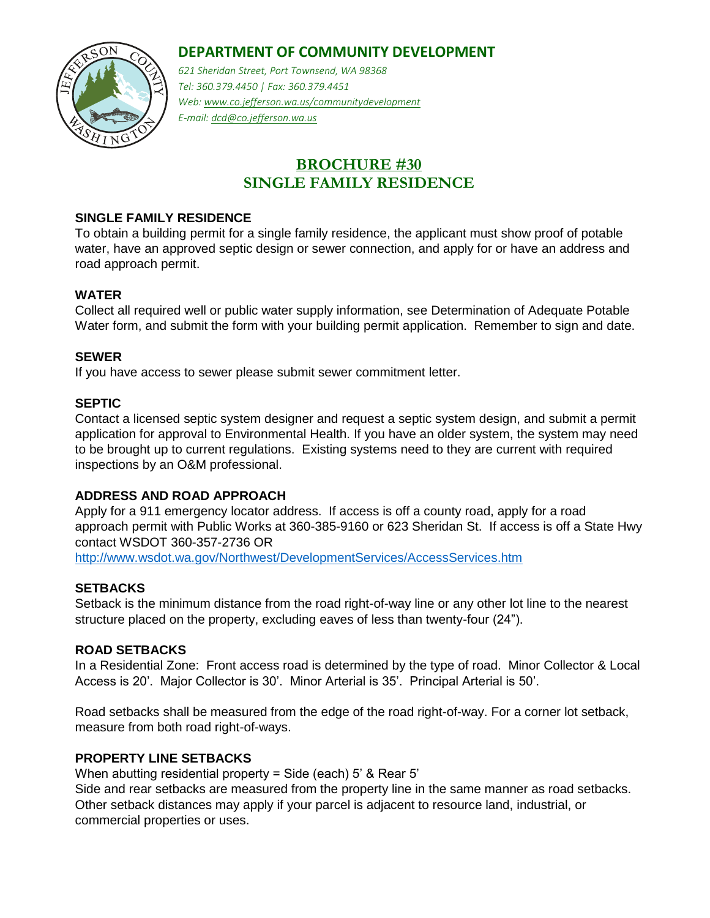# DEPARTMENT OF COMMUNITY DEVELOPMENT

*621 Sheridan Street, Port Townsend, WA 98368*
*Tel: 360.379.4450 | Fax: 360.379.4451*
*Web: www.co.jefferson.wa.us/communitydevelopment*
*E-mail: dcd@co.jefferson.wa.us*

## BROCHURE #30
## SINGLE FAMILY RESIDENCE

### SINGLE FAMILY RESIDENCE

To obtain a building permit for a single family residence, the applicant must show proof of potable water, have an approved septic design or sewer connection, and apply for or have an address and road approach permit.

### WATER

Collect all required well or public water supply information, see Determination of Adequate Potable Water form, and submit the form with your building permit application. Remember to sign and date.

### SEWER

If you have access to sewer please submit sewer commitment letter.

### SEPTIC

Contact a licensed septic system designer and request a septic system design, and submit a permit application for approval to Environmental Health. If you have an older system, the system may need to be brought up to current regulations. Existing systems need to they are current with required inspections by an O&M professional.

### ADDRESS AND ROAD APPROACH

Apply for a 911 emergency locator address. If access is off a county road, apply for a road approach permit with Public Works at 360-385-9160 or 623 Sheridan St. If access is off a State Hwy contact WSDOT 360-357-2736 OR
http://www.wsdot.wa.gov/Northwest/DevelopmentServices/AccessServices.htm

### SETBACKS

Setback is the minimum distance from the road right-of-way line or any other lot line to the nearest structure placed on the property, excluding eaves of less than twenty-four (24").

### ROAD SETBACKS

In a Residential Zone: Front access road is determined by the type of road. Minor Collector & Local Access is 20'. Major Collector is 30'. Minor Arterial is 35'. Principal Arterial is 50'.

Road setbacks shall be measured from the edge of the road right-of-way. For a corner lot setback, measure from both road right-of-ways.

### PROPERTY LINE SETBACKS

When abutting residential property = Side (each) 5' & Rear 5'
Side and rear setbacks are measured from the property line in the same manner as road setbacks. Other setback distances may apply if your parcel is adjacent to resource land, industrial, or commercial properties or uses.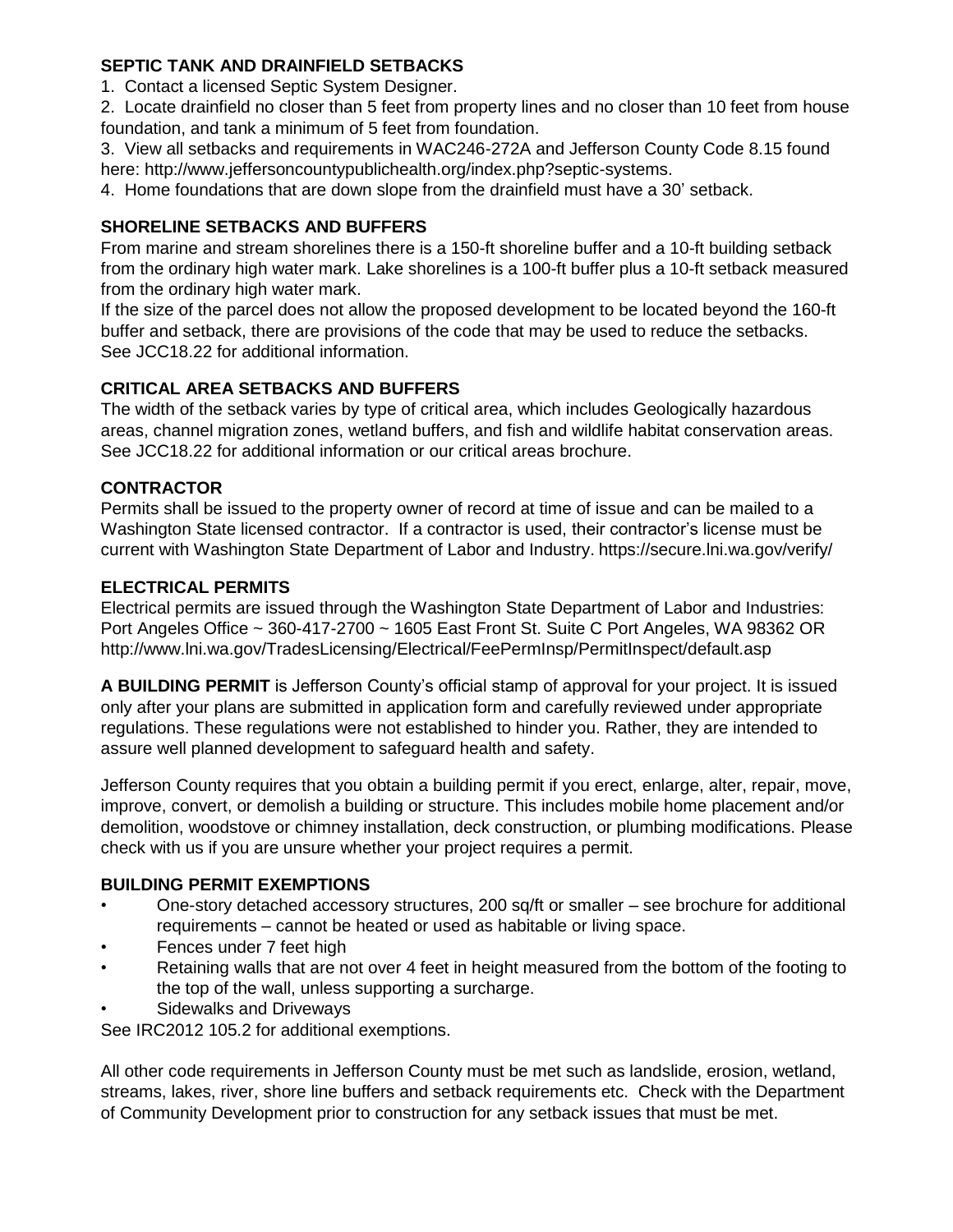### SEPTIC TANK AND DRAINFIELD SETBACKS

1. Contact a licensed Septic System Designer.
2. Locate drainfield no closer than 5 feet from property lines and no closer than 10 feet from house foundation, and tank a minimum of 5 feet from foundation.
3. View all setbacks and requirements in WAC246-272A and Jefferson County Code 8.15 found here: http://www.jeffersoncountypublichealth.org/index.php?septic-systems.
4. Home foundations that are down slope from the drainfield must have a 30' setback.

### SHORELINE SETBACKS AND BUFFERS

From marine and stream shorelines there is a 150-ft shoreline buffer and a 10-ft building setback from the ordinary high water mark. Lake shorelines is a 100-ft buffer plus a 10-ft setback measured from the ordinary high water mark.

If the size of the parcel does not allow the proposed development to be located beyond the 160-ft buffer and setback, there are provisions of the code that may be used to reduce the setbacks. See JCC18.22 for additional information.

### CRITICAL AREA SETBACKS AND BUFFERS

The width of the setback varies by type of critical area, which includes Geologically hazardous areas, channel migration zones, wetland buffers, and fish and wildlife habitat conservation areas. See JCC18.22 for additional information or our critical areas brochure.

### CONTRACTOR

Permits shall be issued to the property owner of record at time of issue and can be mailed to a Washington State licensed contractor. If a contractor is used, their contractor's license must be current with Washington State Department of Labor and Industry. https://secure.lni.wa.gov/verify/

### ELECTRICAL PERMITS

Electrical permits are issued through the Washington State Department of Labor and Industries: Port Angeles Office ~ 360-417-2700 ~ 1605 East Front St. Suite C Port Angeles, WA 98362 OR http://www.lni.wa.gov/TradesLicensing/Electrical/FeePermInsp/PermitInspect/default.asp

**A BUILDING PERMIT** is Jefferson County's official stamp of approval for your project. It is issued only after your plans are submitted in application form and carefully reviewed under appropriate regulations. These regulations were not established to hinder you. Rather, they are intended to assure well planned development to safeguard health and safety.

Jefferson County requires that you obtain a building permit if you erect, enlarge, alter, repair, move, improve, convert, or demolish a building or structure. This includes mobile home placement and/or demolition, woodstove or chimney installation, deck construction, or plumbing modifications. Please check with us if you are unsure whether your project requires a permit.

### BUILDING PERMIT EXEMPTIONS

- One-story detached accessory structures, 200 sq/ft or smaller – see brochure for additional requirements – cannot be heated or used as habitable or living space.
- Fences under 7 feet high
- Retaining walls that are not over 4 feet in height measured from the bottom of the footing to the top of the wall, unless supporting a surcharge.
- Sidewalks and Driveways

See IRC2012 105.2 for additional exemptions.

All other code requirements in Jefferson County must be met such as landslide, erosion, wetland, streams, lakes, river, shore line buffers and setback requirements etc. Check with the Department of Community Development prior to construction for any setback issues that must be met.